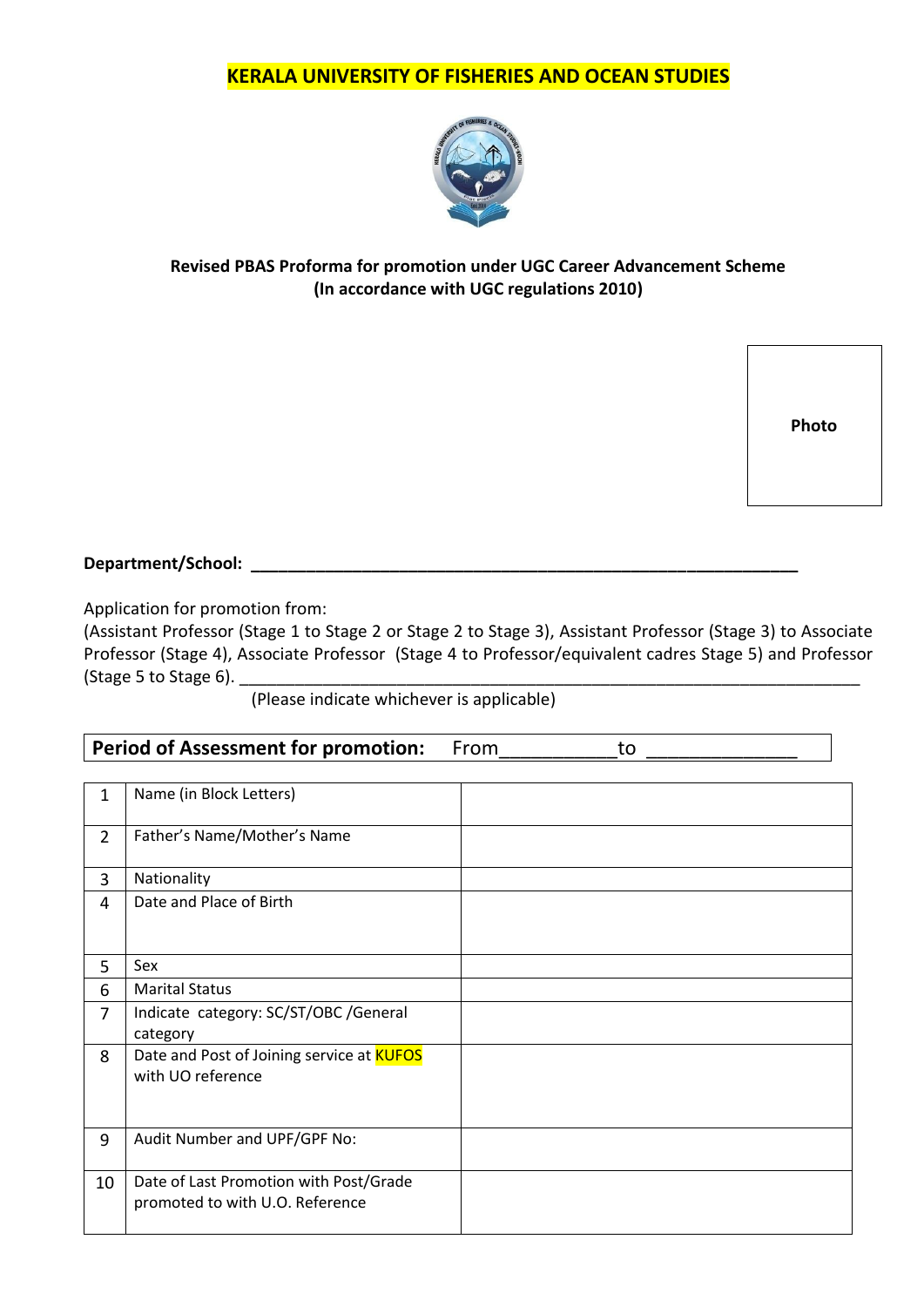# KERALA UNIVERSITY OF FISHERIES AND OCEAN STUDIES

**Revised PBAS Proforma for promotion under UGC Career Advancement Scheme**
**(In accordance with UGC regulations 2010)**

**Photo**

**Department/School:** ________________________________________________________________

Application for promotion from:
(Assistant Professor (Stage 1 to Stage 2 or Stage 2 to Stage 3), Assistant Professor (Stage 3) to Associate Professor (Stage 4), Associate Professor (Stage 4 to Professor/equivalent cadres Stage 5) and Professor (Stage 5 to Stage 6). ______________________________________________________________________
(Please indicate whichever is applicable)

| **Period of Assessment for promotion:** From___________to ______________ |
|---|

| | | |
|---|---|---|
| 1 | Name (in Block Letters) | |
| 2 | Father's Name/Mother's Name | |
| 3 | Nationality | |
| 4 | Date and Place of Birth | |
| 5 | Sex | |
| 6 | Marital Status | |
| 7 | Indicate category: SC/ST/OBC /General category | |
| 8 | Date and Post of Joining service at KUFOS with UO reference | |
| 9 | Audit Number and UPF/GPF No: | |
| 10 | Date of Last Promotion with Post/Grade promoted to with U.O. Reference | |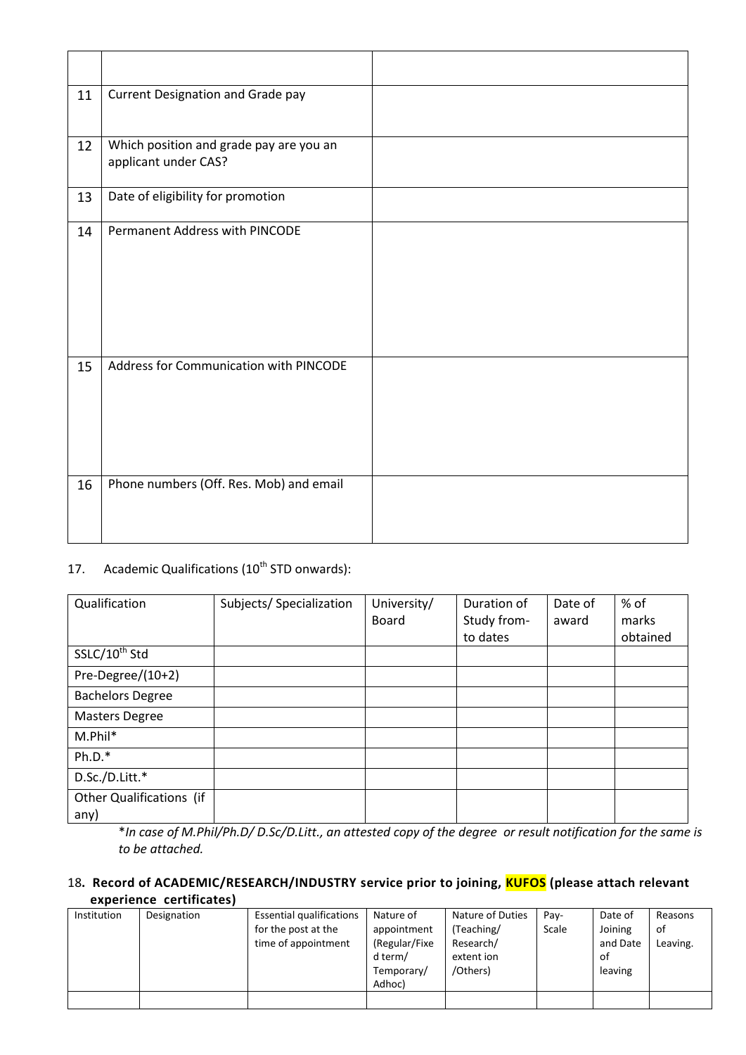| | | |
|---|---|---|
| | | |
| 11 | Current Designation and Grade pay | |
| 12 | Which position and grade pay are you an applicant under CAS? | |
| 13 | Date of eligibility for promotion | |
| 14 | Permanent Address with PINCODE | |
| 15 | Address for Communication with PINCODE | |
| 16 | Phone numbers (Off. Res. Mob) and email | |

17. Academic Qualifications (10th STD onwards):

| Qualification | Subjects/ Specialization | University/ Board | Duration of Study from- to dates | Date of award | % of marks obtained |
|---|---|---|---|---|---|
| SSLC/10th Std | | | | | |
| Pre-Degree/(10+2) | | | | | |
| Bachelors Degree | | | | | |
| Masters Degree | | | | | |
| M.Phil* | | | | | |
| Ph.D.* | | | | | |
| D.Sc./D.Litt.* | | | | | |
| Other Qualifications (if any) | | | | | |

**In case of M.Phil/Ph.D/ D.Sc/D.Litt., an attested copy of the degree or result notification for the same is to be attached.*

**18. Record of ACADEMIC/RESEARCH/INDUSTRY service prior to joining, KUFOS (please attach relevant experience certificates)**

| Institution | Designation | Essential qualifications for the post at the time of appointment | Nature of appointment (Regular/Fixed term/ Temporary/ Adhoc) | Nature of Duties (Teaching/ Research/ extent ion /Others) | Pay-Scale | Date of Joining and Date of leaving | Reasons of Leaving. |
|---|---|---|---|---|---|---|---|
| | | | | | | | |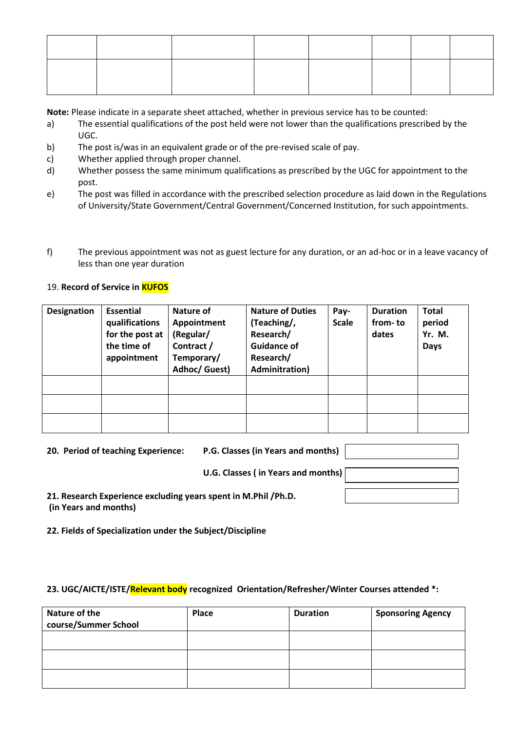| | | | | | | | |
|---|---|---|---|---|---|---|---|
| | | | | | | | |
| | | | | | | | |

**Note:** Please indicate in a separate sheet attached, whether in previous service has to be counted:

a) The essential qualifications of the post held were not lower than the qualifications prescribed by the UGC.

b) The post is/was in an equivalent grade or of the pre-revised scale of pay.

c) Whether applied through proper channel.

d) Whether possess the same minimum qualifications as prescribed by the UGC for appointment to the post.

e) The post was filled in accordance with the prescribed selection procedure as laid down in the Regulations of University/State Government/Central Government/Concerned Institution, for such appointments.

f) The previous appointment was not as guest lecture for any duration, or an ad-hoc or in a leave vacancy of less than one year duration

19. **Record of Service in KUFOS**

| Designation | Essential qualifications for the post at the time of appointment | Nature of Appointment (Regular/ Contract / Temporary/ Adhoc/ Guest) | Nature of Duties (Teaching/, Research/ Guidance of Research/ Adminitration) | Pay-Scale | Duration from- to dates | Total period Yr. M. Days |
|---|---|---|---|---|---|---|
| | | | | | | |
| | | | | | | |
| | | | | | | |

**20. Period of teaching Experience:** **P.G. Classes (in Years and months)**

**U.G. Classes ( in Years and months)**

**21. Research Experience excluding years spent in M.Phil /Ph.D. (in Years and months)**

**22. Fields of Specialization under the Subject/Discipline**

**23. UGC/AICTE/ISTE/Relevant body recognized Orientation/Refresher/Winter Courses attended *:**

| Nature of the course/Summer School | Place | Duration | Sponsoring Agency |
|---|---|---|---|
| | | | |
| | | | |
| | | | |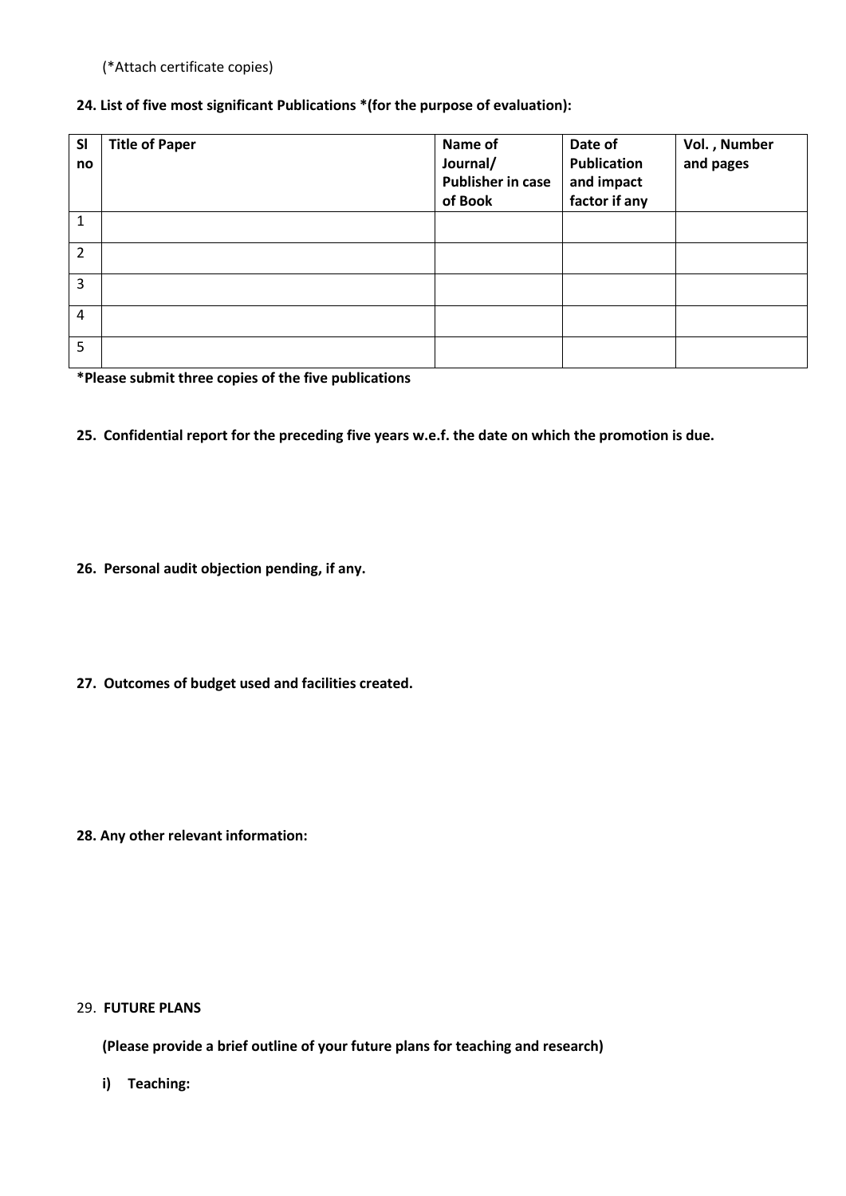(*Attach certificate copies)

**24. List of five most significant Publications *(for the purpose of evaluation):**

| Sl no | Title of Paper | Name of Journal/ Publisher in case of Book | Date of Publication and impact factor if any | Vol. , Number and pages |
|---|---|---|---|---|
| 1 | | | | |
| 2 | | | | |
| 3 | | | | |
| 4 | | | | |
| 5 | | | | |

***Please submit three copies of the five publications**

**25. Confidential report for the preceding five years w.e.f. the date on which the promotion is due.**

**26. Personal audit objection pending, if any.**

**27. Outcomes of budget used and facilities created.**

**28. Any other relevant information:**

29. **FUTURE PLANS**

**(Please provide a brief outline of your future plans for teaching and research)**

**i) Teaching:**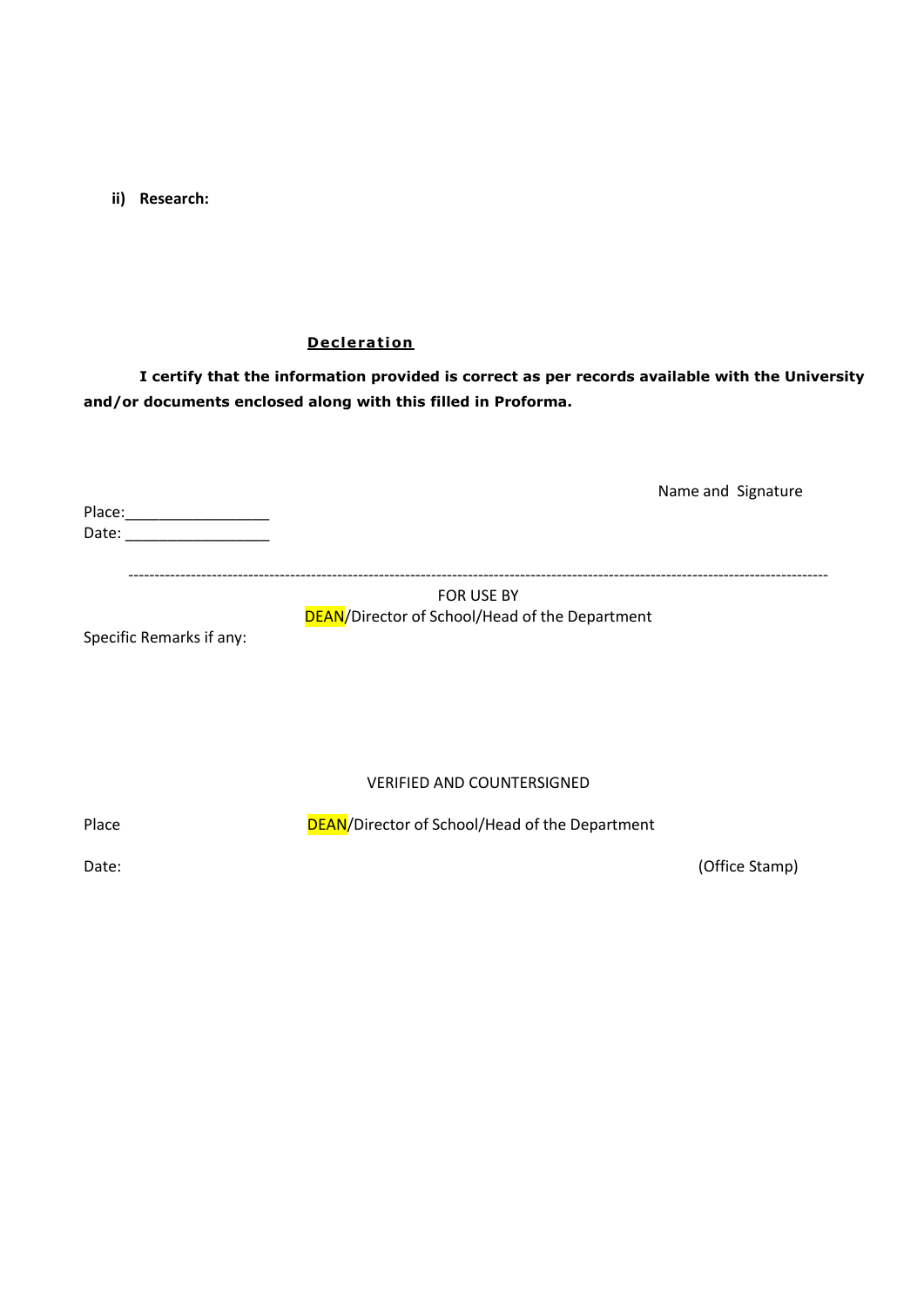**ii) Research:**

## Decleration

**I certify that the information provided is correct as per records available with the University and/or documents enclosed along with this filled in Proforma.**

Name and Signature

Place:_________________

Date: _________________

---

FOR USE BY

DEAN/Director of School/Head of the Department

Specific Remarks if any:

VERIFIED AND COUNTERSIGNED

Place

DEAN/Director of School/Head of the Department

Date:

(Office Stamp)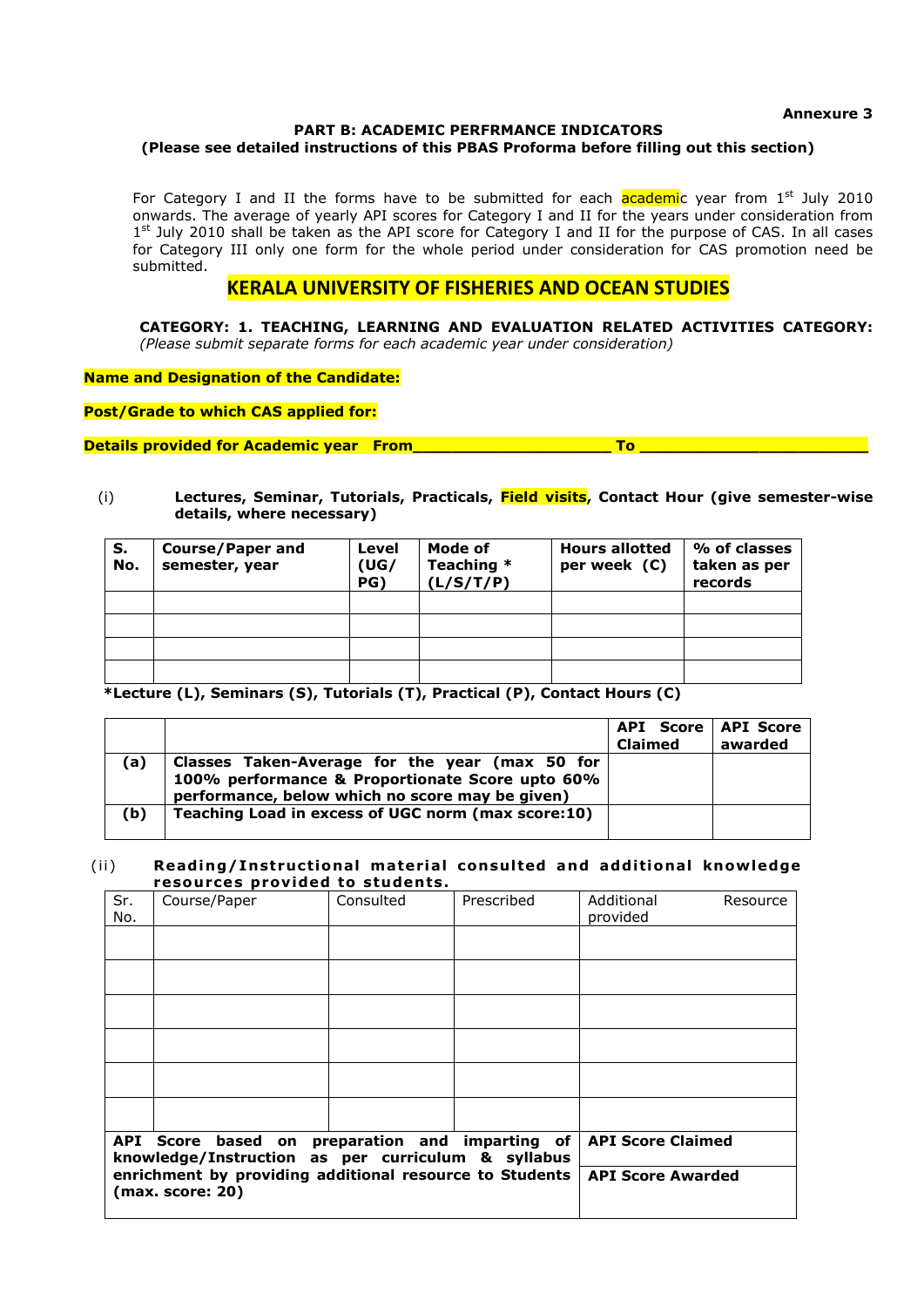**Annexure 3**

**PART B: ACADEMIC PERFRMANCE INDICATORS**
**(Please see detailed instructions of this PBAS Proforma before filling out this section)**

For Category I and II the forms have to be submitted for each academic year from 1st July 2010 onwards. The average of yearly API scores for Category I and II for the years under consideration from 1st July 2010 shall be taken as the API score for Category I and II for the purpose of CAS. In all cases for Category III only one form for the whole period under consideration for CAS promotion need be submitted.

# KERALA UNIVERSITY OF FISHERIES AND OCEAN STUDIES

**CATEGORY: 1. TEACHING, LEARNING AND EVALUATION RELATED ACTIVITIES CATEGORY:**
*(Please submit separate forms for each academic year under consideration)*

**Name and Designation of the Candidate:**

**Post/Grade to which CAS applied for:**

**Details provided for Academic year From____________________ To ______________________**

(i) **Lectures, Seminar, Tutorials, Practicals, Field visits, Contact Hour (give semester-wise details, where necessary)**

| S. No. | Course/Paper and semester, year | Level (UG/ PG) | Mode of Teaching * (L/S/T/P) | Hours allotted per week (C) | % of classes taken as per records |
|---|---|---|---|---|---|
| | | | | | |
| | | | | | |
| | | | | | |
| | | | | | |

**\*Lecture (L), Seminars (S), Tutorials (T), Practical (P), Contact Hours (C)**

| | | API Score Claimed | API Score awarded |
|---|---|---|---|
| (a) | Classes Taken-Average for the year (max 50 for 100% performance & Proportionate Score upto 60% performance, below which no score may be given) | | |
| (b) | Teaching Load in excess of UGC norm (max score:10) | | |

(ii) **Reading/Instructional material consulted and additional knowledge resources provided to students.**

| Sr. No. | Course/Paper | Consulted | Prescribed | Additional Resource provided |
|---|---|---|---|---|
| | | | | |
| | | | | |
| | | | | |
| | | | | |
| | | | | |
| | | | | |
| **API Score based on preparation and imparting of knowledge/Instruction as per curriculum & syllabus enrichment by providing additional resource to Students (max. score: 20)** | | | | **API Score Claimed** |
| | | | | **API Score Awarded** |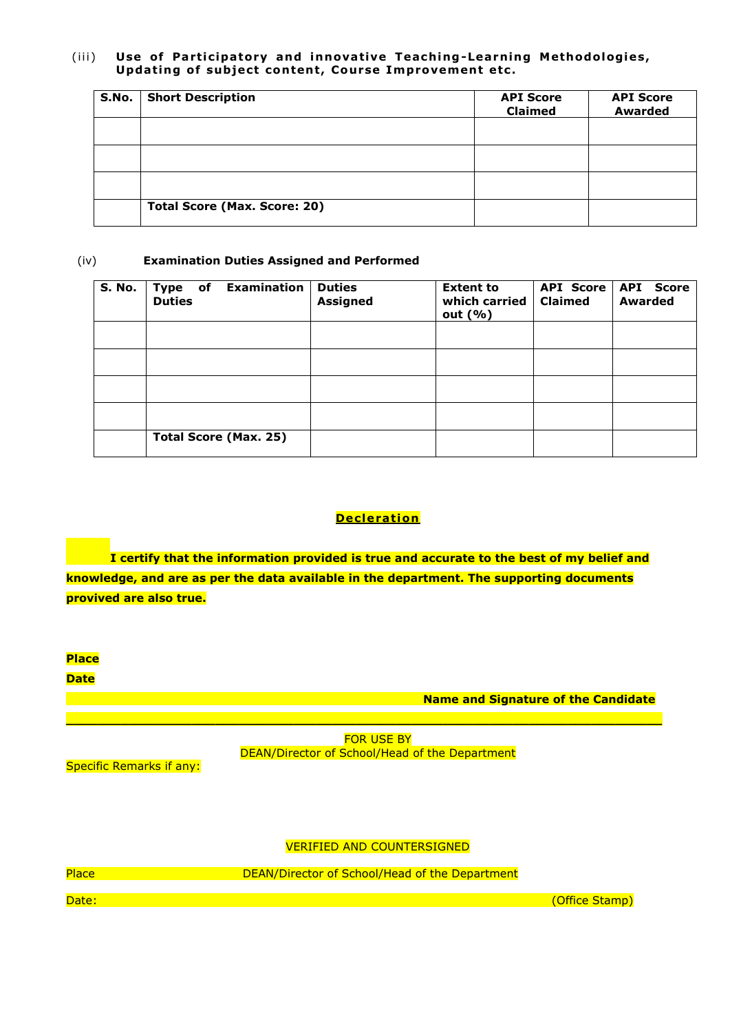(iii) **Use of Participatory and innovative Teaching-Learning Methodologies, Updating of subject content, Course Improvement etc.**

| S.No. | Short Description | API Score Claimed | API Score Awarded |
|---|---|---|---|
| | | | |
| | | | |
| | | | |
| | **Total Score (Max. Score: 20)** | | |

(iv) **Examination Duties Assigned and Performed**

| S. No. | Type of Examination Duties | Duties Assigned | Extent to which carried out (%) | API Score Claimed | API Score Awarded |
|---|---|---|---|---|---|
| | | | | | |
| | | | | | |
| | | | | | |
| | | | | | |
| | **Total Score (Max. 25)** | | | | |

**Decleration**

**I certify that the information provided is true and accurate to the best of my belief and knowledge, and are as per the data available in the department. The supporting documents provived are also true.**

**Place**

**Date**

**Name and Signature of the Candidate**

---

FOR USE BY
DEAN/Director of School/Head of the Department

Specific Remarks if any:

VERIFIED AND COUNTERSIGNED

Place DEAN/Director of School/Head of the Department

Date: (Office Stamp)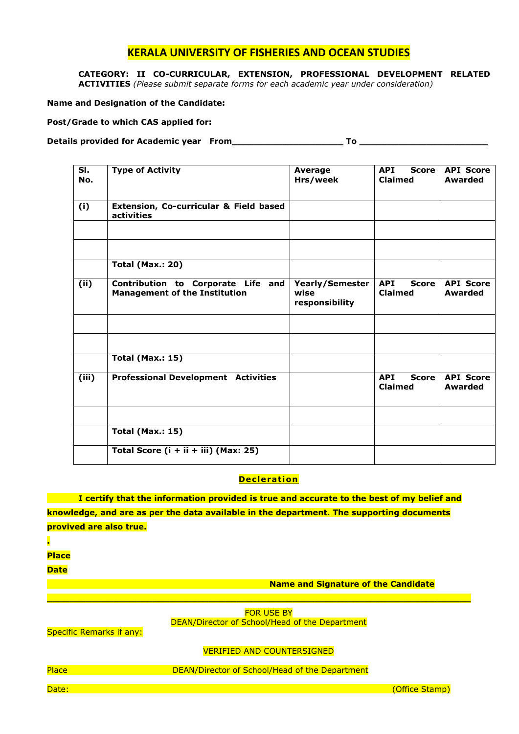# KERALA UNIVERSITY OF FISHERIES AND OCEAN STUDIES

**CATEGORY: II CO-CURRICULAR, EXTENSION, PROFESSIONAL DEVELOPMENT RELATED ACTIVITIES** *(Please submit separate forms for each academic year under consideration)*

**Name and Designation of the Candidate:**

**Post/Grade to which CAS applied for:**

**Details provided for Academic year From____________________ To ______________________**

| Sl. No. | Type of Activity | Average Hrs/week | API Score Claimed | API Score Awarded |
|---|---|---|---|---|
| (i) | Extension, Co-curricular & Field based activities | | | |
| | | | | |
| | | | | |
| | Total (Max.: 20) | | | |
| (ii) | Contribution to Corporate Life and Management of the Institution | Yearly/Semester wise responsibility | API Score Claimed | API Score Awarded |
| | | | | |
| | | | | |
| | Total (Max.: 15) | | | |
| (iii) | Professional Development Activities | | API Score Claimed | API Score Awarded |
| | | | | |
| | Total (Max.: 15) | | | |
| | Total Score (i + ii + iii) (Max: 25) | | | |

**Decleration**

**I certify that the information provided is true and accurate to the best of my belief and knowledge, and are as per the data available in the department. The supporting documents provived are also true.**

**.**

**Place**

**Date**

**Name and Signature of the Candidate**

---

FOR USE BY
DEAN/Director of School/Head of the Department

Specific Remarks if any:

VERIFIED AND COUNTERSIGNED

Place DEAN/Director of School/Head of the Department

Date: (Office Stamp)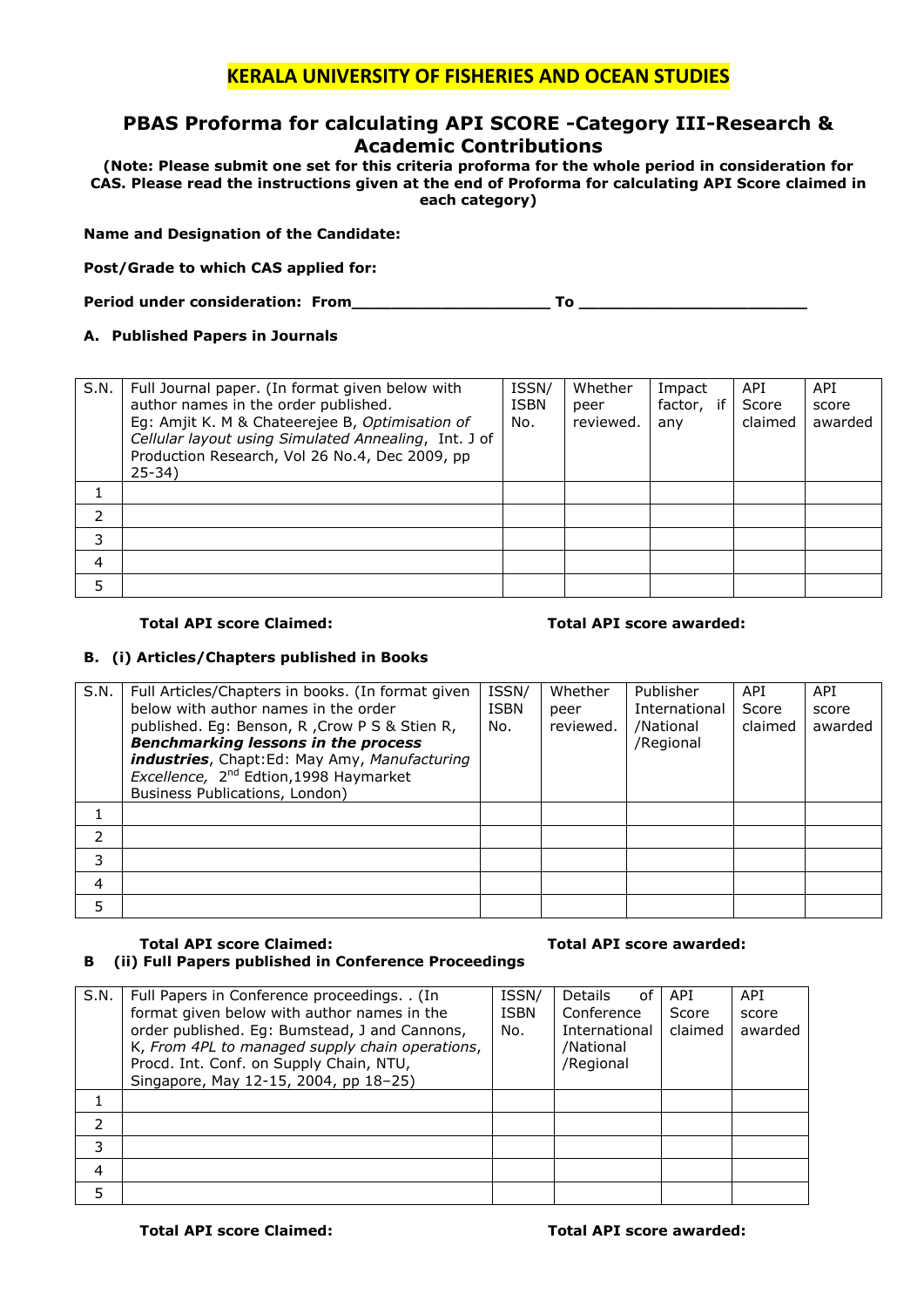# KERALA UNIVERSITY OF FISHERIES AND OCEAN STUDIES

## PBAS Proforma for calculating API SCORE -Category III-Research & Academic Contributions

**(Note: Please submit one set for this criteria proforma for the whole period in consideration for CAS. Please read the instructions given at the end of Proforma for calculating API Score claimed in each category)**

**Name and Designation of the Candidate:**

**Post/Grade to which CAS applied for:**

**Period under consideration: From\_\_\_\_\_\_\_\_\_\_\_\_\_\_\_\_\_\_\_\_\_\_ To \_\_\_\_\_\_\_\_\_\_\_\_\_\_\_\_\_\_\_\_\_\_\_\_\_\_**

**A. Published Papers in Journals**

| S.N. | Full Journal paper. (In format given below with author names in the order published. Eg: Amjit K. M & Chateerejee B, *Optimisation of Cellular layout using Simulated Annealing*, Int. J of Production Research, Vol 26 No.4, Dec 2009, pp 25-34) | ISSN/ ISBN No. | Whether peer reviewed. | Impact factor, if any | API Score claimed | API score awarded |
|---|---|---|---|---|---|---|
| 1 | | | | | | |
| 2 | | | | | | |
| 3 | | | | | | |
| 4 | | | | | | |
| 5 | | | | | | |

**Total API score Claimed:** **Total API score awarded:**

**B. (i) Articles/Chapters published in Books**

| S.N. | Full Articles/Chapters in books. (In format given below with author names in the order published. Eg: Benson, R ,Crow P S & Stien R, ***Benchmarking lessons in the process industries***, Chapt:Ed: May Amy, *Manufacturing Excellence,* 2nd Edtion,1998 Haymarket Business Publications, London) | ISSN/ ISBN No. | Whether peer reviewed. | Publisher International /National /Regional | API Score claimed | API score awarded |
|---|---|---|---|---|---|---|
| 1 | | | | | | |
| 2 | | | | | | |
| 3 | | | | | | |
| 4 | | | | | | |
| 5 | | | | | | |

**Total API score Claimed:** **Total API score awarded:**

**B (ii) Full Papers published in Conference Proceedings**

| S.N. | Full Papers in Conference proceedings. . (In format given below with author names in the order published. Eg: Bumstead, J and Cannons, K, *From 4PL to managed supply chain operations*, Procd. Int. Conf. on Supply Chain, NTU, Singapore, May 12-15, 2004, pp 18–25) | ISSN/ ISBN No. | Details of Conference International /National /Regional | API Score claimed | API score awarded |
|---|---|---|---|---|---|
| 1 | | | | | |
| 2 | | | | | |
| 3 | | | | | |
| 4 | | | | | |
| 5 | | | | | |

**Total API score Claimed:** **Total API score awarded:**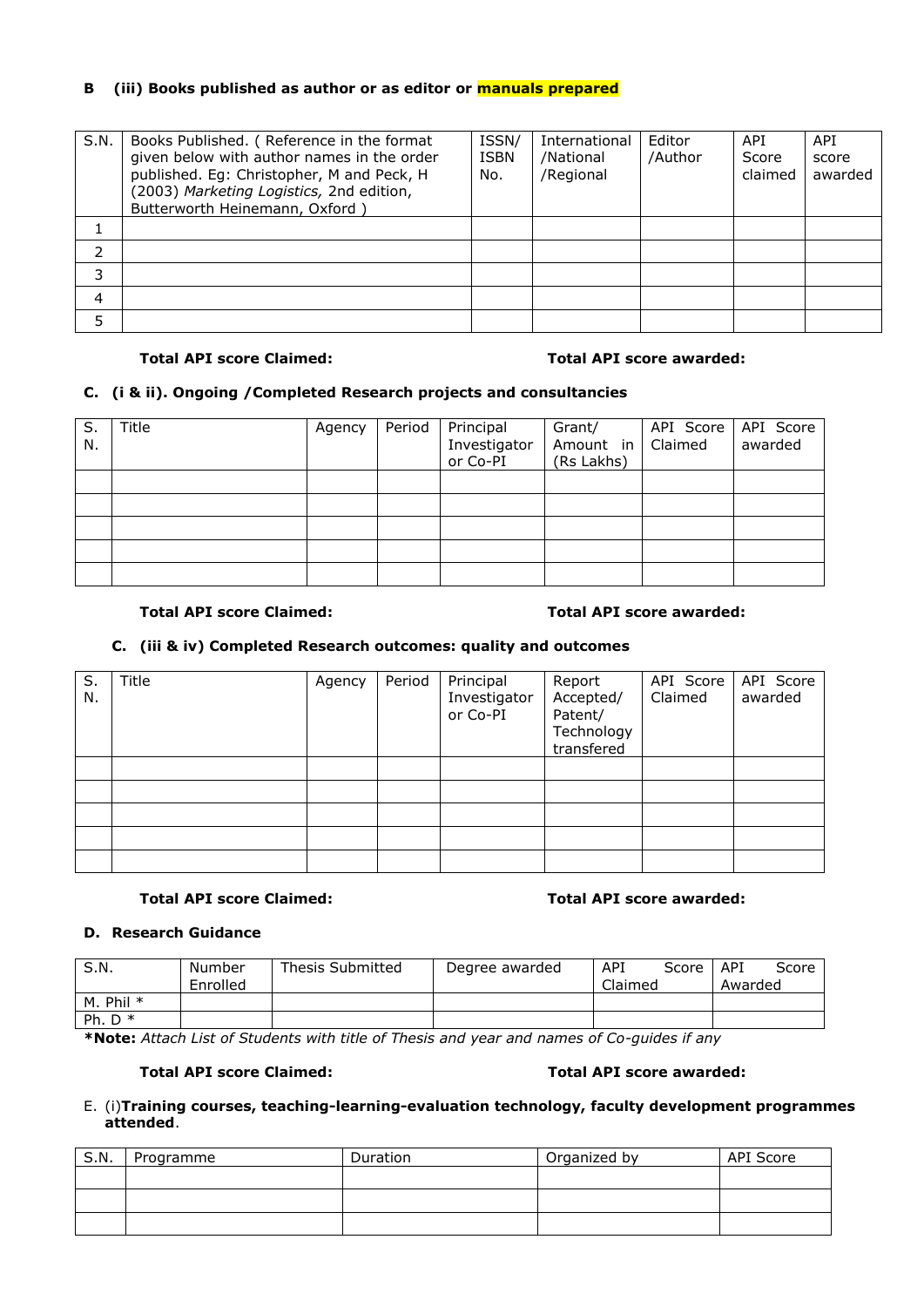**B (iii) Books published as author or as editor or manuals prepared**

| S.N. | Books Published. ( Reference in the format given below with author names in the order published. Eg: Christopher, M and Peck, H (2003) *Marketing Logistics,* 2nd edition, Butterworth Heinemann, Oxford ) | ISSN/ ISBN No. | International /National /Regional | Editor /Author | API Score claimed | API score awarded |
|---|---|---|---|---|---|---|
| 1 | | | | | | |
| 2 | | | | | | |
| 3 | | | | | | |
| 4 | | | | | | |
| 5 | | | | | | |

**Total API score Claimed:** **Total API score awarded:**

**C. (i & ii). Ongoing /Completed Research projects and consultancies**

| S. N. | Title | Agency | Period | Principal Investigator or Co-PI | Grant/ Amount in (Rs Lakhs) | API Score Claimed | API Score awarded |
|---|---|---|---|---|---|---|---|
| | | | | | | | |
| | | | | | | | |
| | | | | | | | |
| | | | | | | | |
| | | | | | | | |

**Total API score Claimed:** **Total API score awarded:**

**C. (iii & iv) Completed Research outcomes: quality and outcomes**

| S. N. | Title | Agency | Period | Principal Investigator or Co-PI | Report Accepted/ Patent/ Technology transfered | API Score Claimed | API Score awarded |
|---|---|---|---|---|---|---|---|
| | | | | | | | |
| | | | | | | | |
| | | | | | | | |
| | | | | | | | |
| | | | | | | | |

**Total API score Claimed:** **Total API score awarded:**

**D. Research Guidance**

| S.N. | Number Enrolled | Thesis Submitted | Degree awarded | API Score Claimed | API Score Awarded |
|---|---|---|---|---|---|
| M. Phil * | | | | | |
| Ph. D * | | | | | |

***Note:** *Attach List of Students with title of Thesis and year and names of Co-guides if any*

**Total API score Claimed:** **Total API score awarded:**

E. (i)**Training courses, teaching-learning-evaluation technology, faculty development programmes attended**.

| S.N. | Programme | Duration | Organized by | API Score |
|---|---|---|---|---|
| | | | | |
| | | | | |
| | | | | |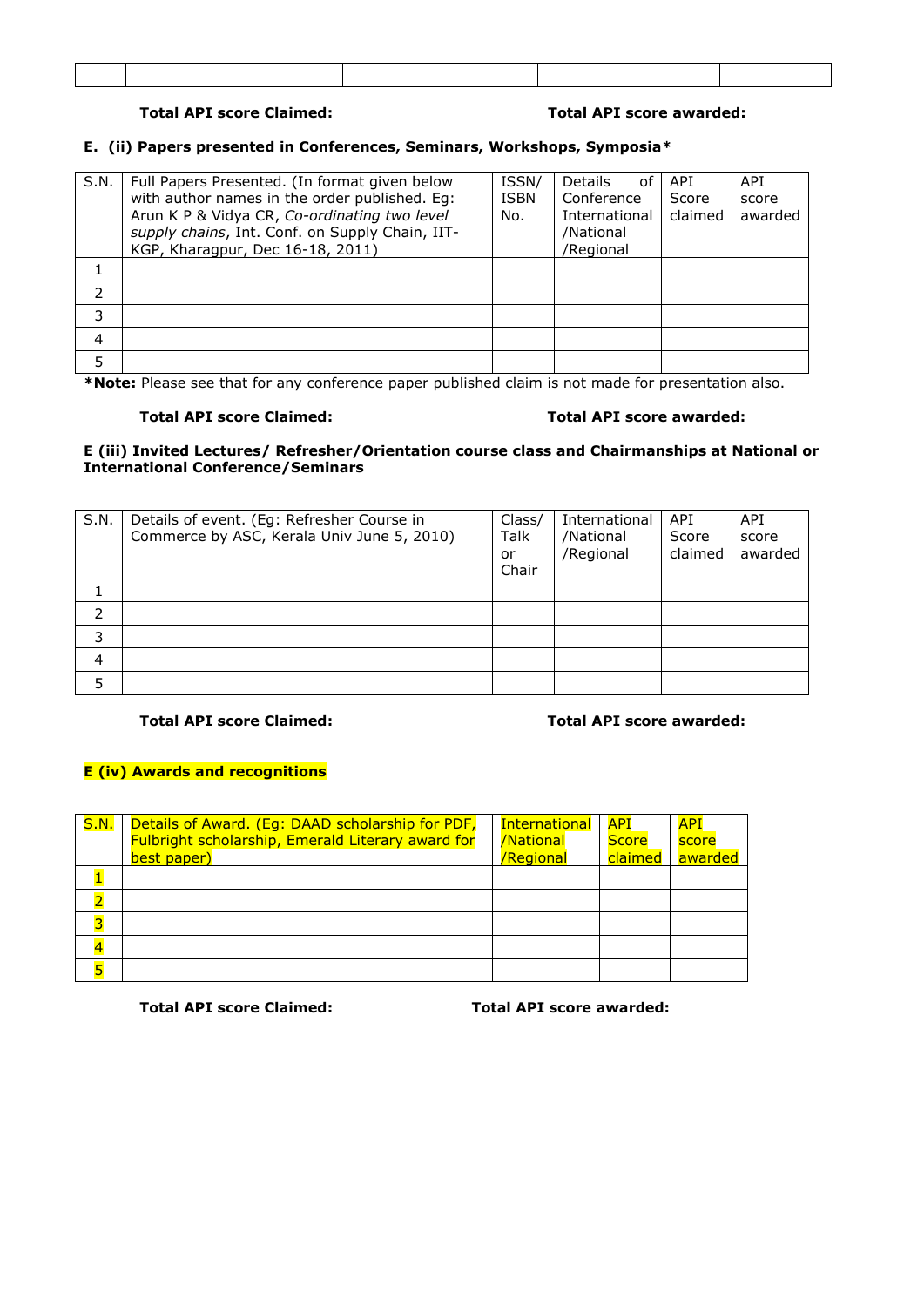| | | | | |
|---|---|---|---|---|
| | | | | |

**Total API score Claimed:** **Total API score awarded:**

### E. (ii) Papers presented in Conferences, Seminars, Workshops, Symposia*

| S.N. | Full Papers Presented. (In format given below with author names in the order published. Eg: Arun K P & Vidya CR, *Co-ordinating two level supply chains*, Int. Conf. on Supply Chain, IIT-KGP, Kharagpur, Dec 16-18, 2011) | ISSN/ ISBN No. | Details of Conference International /National /Regional | API Score claimed | API score awarded |
|---|---|---|---|---|---|
| 1 | | | | | |
| 2 | | | | | |
| 3 | | | | | |
| 4 | | | | | |
| 5 | | | | | |

***Note:** Please see that for any conference paper published claim is not made for presentation also.

**Total API score Claimed:** **Total API score awarded:**

### E (iii) Invited Lectures/ Refresher/Orientation course class and Chairmanships at National or International Conference/Seminars

| S.N. | Details of event. (Eg: Refresher Course in Commerce by ASC, Kerala Univ June 5, 2010) | Class/ Talk or Chair | International /National /Regional | API Score claimed | API score awarded |
|---|---|---|---|---|---|
| 1 | | | | | |
| 2 | | | | | |
| 3 | | | | | |
| 4 | | | | | |
| 5 | | | | | |

**Total API score Claimed:** **Total API score awarded:**

### E (iv) Awards and recognitions

| S.N. | Details of Award. (Eg: DAAD scholarship for PDF, Fulbright scholarship, Emerald Literary award for best paper) | International /National /Regional | API Score claimed | API score awarded |
|---|---|---|---|---|
| 1 | | | | |
| 2 | | | | |
| 3 | | | | |
| 4 | | | | |
| 5 | | | | |

**Total API score Claimed:** **Total API score awarded:**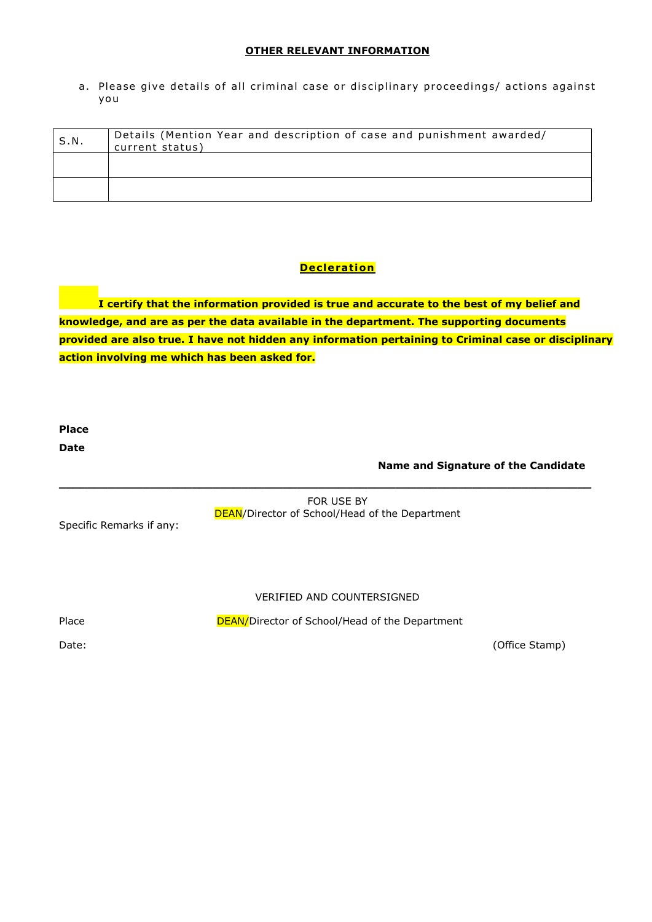**OTHER RELEVANT INFORMATION**

a. Please give details of all criminal case or disciplinary proceedings/ actions against you

| S.N. | Details (Mention Year and description of case and punishment awarded/ current status) |
|---|---|
| | |
| | |

**Decleration**

**I certify that the information provided is true and accurate to the best of my belief and knowledge, and are as per the data available in the department. The supporting documents provided are also true. I have not hidden any information pertaining to Criminal case or disciplinary action involving me which has been asked for.**

**Place**

**Date**

**Name and Signature of the Candidate**

---

FOR USE BY
DEAN/Director of School/Head of the Department

Specific Remarks if any:

VERIFIED AND COUNTERSIGNED

Place

DEAN/Director of School/Head of the Department

Date:

(Office Stamp)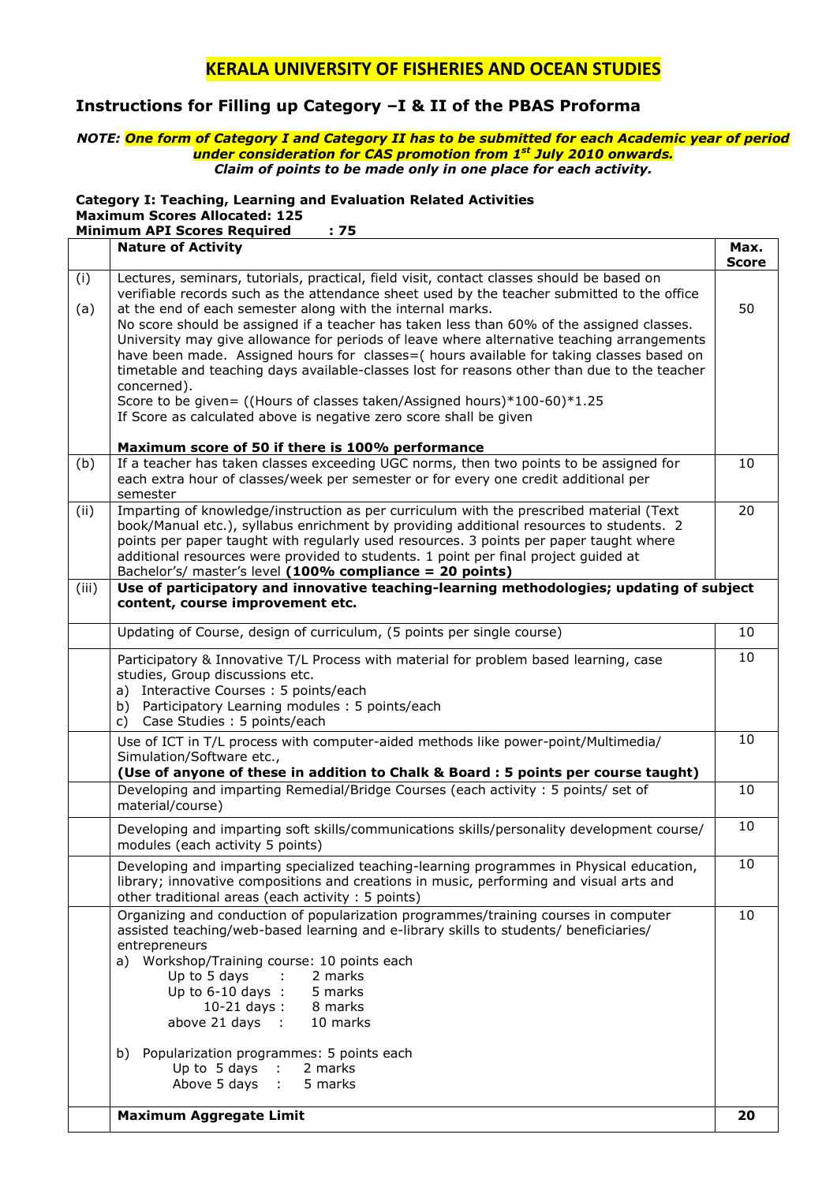# KERALA UNIVERSITY OF FISHERIES AND OCEAN STUDIES

## Instructions for Filling up Category –I & II of the PBAS Proforma

***NOTE: One form of Category I and Category II has to be submitted for each Academic year of period under consideration for CAS promotion from 1st July 2010 onwards. Claim of points to be made only in one place for each activity.***

**Category I: Teaching, Learning and Evaluation Related Activities**
**Maximum Scores Allocated: 125**
**Minimum API Scores Required : 75**

| | Nature of Activity | Max. Score |
|---|---|---|
| (i)<br><br>(a) | Lectures, seminars, tutorials, practical, field visit, contact classes should be based on verifiable records such as the attendance sheet used by the teacher submitted to the office at the end of each semester along with the internal marks.<br>No score should be assigned if a teacher has taken less than 60% of the assigned classes. University may give allowance for periods of leave where alternative teaching arrangements have been made. Assigned hours for classes=( hours available for taking classes based on timetable and teaching days available-classes lost for reasons other than due to the teacher concerned).<br>Score to be given= ((Hours of classes taken/Assigned hours)*100-60)*1.25<br>If Score as calculated above is negative zero score shall be given<br><br>**Maximum score of 50 if there is 100% performance** | 50 |
| (b) | If a teacher has taken classes exceeding UGC norms, then two points to be assigned for each extra hour of classes/week per semester or for every one credit additional per semester | 10 |
| (ii) | Imparting of knowledge/instruction as per curriculum with the prescribed material (Text book/Manual etc.), syllabus enrichment by providing additional resources to students. 2 points per paper taught with regularly used resources. 3 points per paper taught where additional resources were provided to students. 1 point per final project guided at Bachelor's/ master's level **(100% compliance = 20 points)** | 20 |
| (iii) | **Use of participatory and innovative teaching-learning methodologies; updating of subject content, course improvement etc.** | |
| | Updating of Course, design of curriculum, (5 points per single course) | 10 |
| | Participatory & Innovative T/L Process with material for problem based learning, case studies, Group discussions etc.<br>a) Interactive Courses : 5 points/each<br>b) Participatory Learning modules : 5 points/each<br>c) Case Studies : 5 points/each | 10 |
| | Use of ICT in T/L process with computer-aided methods like power-point/Multimedia/ Simulation/Software etc.,<br>**(Use of anyone of these in addition to Chalk & Board : 5 points per course taught)** | 10 |
| | Developing and imparting Remedial/Bridge Courses (each activity : 5 points/ set of material/course) | 10 |
| | Developing and imparting soft skills/communications skills/personality development course/ modules (each activity 5 points) | 10 |
| | Developing and imparting specialized teaching-learning programmes in Physical education, library; innovative compositions and creations in music, performing and visual arts and other traditional areas (each activity : 5 points) | 10 |
| | Organizing and conduction of popularization programmes/training courses in computer assisted teaching/web-based learning and e-library skills to students/ beneficiaries/ entrepreneurs<br>a) Workshop/Training course: 10 points each<br>Up to 5 days : 2 marks<br>Up to 6-10 days : 5 marks<br>10-21 days : 8 marks<br>above 21 days : 10 marks<br><br>b) Popularization programmes: 5 points each<br>Up to 5 days : 2 marks<br>Above 5 days : 5 marks | 10 |
| | **Maximum Aggregate Limit** | **20** |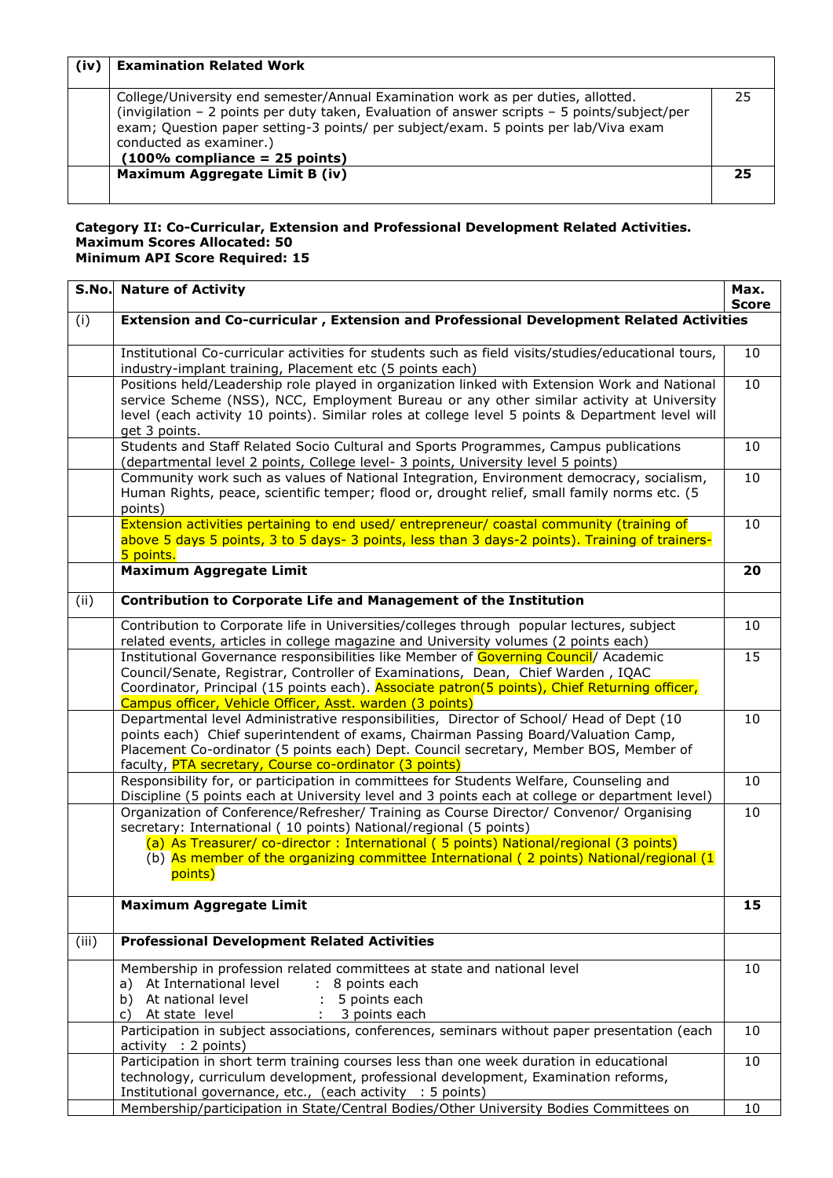| (iv) | **Examination Related Work** | |
|---|---|---|
| | College/University end semester/Annual Examination work as per duties, allotted. (invigilation – 2 points per duty taken, Evaluation of answer scripts – 5 points/subject/per exam; Question paper setting-3 points/ per subject/exam. 5 points per lab/Viva exam conducted as examiner.) **(100% compliance = 25 points)** | 25 |
| | **Maximum Aggregate Limit B (iv)** | **25** |

**Category II: Co-Curricular, Extension and Professional Development Related Activities.**
**Maximum Scores Allocated: 50**
**Minimum API Score Required: 15**

| S.No. | Nature of Activity | Max. Score |
|---|---|---|
| (i) | **Extension and Co-curricular , Extension and Professional Development Related Activities** | |
| | Institutional Co-curricular activities for students such as field visits/studies/educational tours, industry-implant training, Placement etc (5 points each) | 10 |
| | Positions held/Leadership role played in organization linked with Extension Work and National service Scheme (NSS), NCC, Employment Bureau or any other similar activity at University level (each activity 10 points). Similar roles at college level 5 points & Department level will get 3 points. | 10 |
| | Students and Staff Related Socio Cultural and Sports Programmes, Campus publications (departmental level 2 points, College level- 3 points, University level 5 points) | 10 |
| | Community work such as values of National Integration, Environment democracy, socialism, Human Rights, peace, scientific temper; flood or, drought relief, small family norms etc. (5 points) | 10 |
| | Extension activities pertaining to end used/ entrepreneur/ coastal community (training of above 5 days 5 points, 3 to 5 days- 3 points, less than 3 days-2 points). Training of trainers- 5 points. | 10 |
| | **Maximum Aggregate Limit** | **20** |
| (ii) | **Contribution to Corporate Life and Management of the Institution** | |
| | Contribution to Corporate life in Universities/colleges through popular lectures, subject related events, articles in college magazine and University volumes (2 points each) | 10 |
| | Institutional Governance responsibilities like Member of Governing Council/ Academic Council/Senate, Registrar, Controller of Examinations, Dean, Chief Warden , IQAC Coordinator, Principal (15 points each). Associate patron(5 points), Chief Returning officer, Campus officer, Vehicle Officer, Asst. warden (3 points) | 15 |
| | Departmental level Administrative responsibilities, Director of School/ Head of Dept (10 points each) Chief superintendent of exams, Chairman Passing Board/Valuation Camp, Placement Co-ordinator (5 points each) Dept. Council secretary, Member BOS, Member of faculty, PTA secretary, Course co-ordinator (3 points) | 10 |
| | Responsibility for, or participation in committees for Students Welfare, Counseling and Discipline (5 points each at University level and 3 points each at college or department level) | 10 |
| | Organization of Conference/Refresher/ Training as Course Director/ Convenor/ Organising secretary: International ( 10 points) National/regional (5 points)<br>(a) As Treasurer/ co-director : International ( 5 points) National/regional (3 points)<br>(b) As member of the organizing committee International ( 2 points) National/regional (1 points) | 10 |
| | **Maximum Aggregate Limit** | **15** |
| (iii) | **Professional Development Related Activities** | |
| | Membership in profession related committees at state and national level<br>a) At International level : 8 points each<br>b) At national level : 5 points each<br>c) At state level : 3 points each | 10 |
| | Participation in subject associations, conferences, seminars without paper presentation (each activity : 2 points) | 10 |
| | Participation in short term training courses less than one week duration in educational technology, curriculum development, professional development, Examination reforms, Institutional governance, etc., (each activity : 5 points) | 10 |
| | Membership/participation in State/Central Bodies/Other University Bodies Committees on | 10 |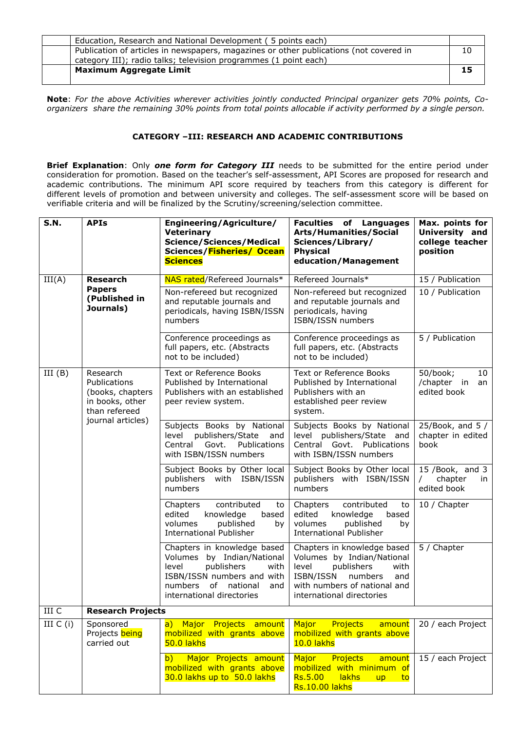|  | Education, Research and National Development ( 5 points each) |  |
|---|---|---|
|  | Publication of articles in newspapers, magazines or other publications (not covered in category III); radio talks; television programmes (1 point each) | 10 |
|  | **Maximum Aggregate Limit** | **15** |

**Note**: *For the above Activities wherever activities jointly conducted Principal organizer gets 70% points, Co-organizers share the remaining 30% points from total points allocable if activity performed by a single person.*

### CATEGORY –III: RESEARCH AND ACADEMIC CONTRIBUTIONS

**Brief Explanation**: Only ***one form for Category III*** needs to be submitted for the entire period under consideration for promotion. Based on the teacher's self-assessment, API Scores are proposed for research and academic contributions. The minimum API score required by teachers from this category is different for different levels of promotion and between university and colleges. The self-assessment score will be based on verifiable criteria and will be finalized by the Scrutiny/screening/selection committee.

| S.N. | APIs | Engineering/Agriculture/ Veterinary Science/Sciences/Medical Sciences/Fisheries/ Ocean Sciences | Faculties of Languages Arts/Humanities/Social Sciences/Library/ Physical education/Management | Max. points for University and college teacher position |
|---|---|---|---|---|
| III(A) | **Research Papers (Published in Journals)** | NAS rated/Refereed Journals* | Refereed Journals* | 15 / Publication |
|  |  | Non-refereed but recognized and reputable journals and periodicals, having ISBN/ISSN numbers | Non-refereed but recognized and reputable journals and periodicals, having ISBN/ISSN numbers | 10 / Publication |
|  |  | Conference proceedings as full papers, etc. (Abstracts not to be included) | Conference proceedings as full papers, etc. (Abstracts not to be included) | 5 / Publication |
| III (B) | Research Publications (books, chapters in books, other than refereed journal articles) | Text or Reference Books Published by International Publishers with an established peer review system. | Text or Reference Books Published by International Publishers with an established peer review system. | 50/book; 10 /chapter in an edited book |
|  |  | Subjects Books by National level publishers/State and Central Govt. Publications with ISBN/ISSN numbers | Subjects Books by National level publishers/State and Central Govt. Publications with ISBN/ISSN numbers | 25/Book, and 5 / chapter in edited book |
|  |  | Subject Books by Other local publishers with ISBN/ISSN numbers | Subject Books by Other local publishers with ISBN/ISSN numbers | 15 /Book, and 3 / chapter in edited book |
|  |  | Chapters contributed to edited knowledge based volumes published by International Publisher | Chapters contributed to edited knowledge based volumes published by International Publisher | 10 / Chapter |
|  |  | Chapters in knowledge based Volumes by Indian/National level publishers with ISBN/ISSN numbers and with numbers of national and international directories | Chapters in knowledge based Volumes by Indian/National level publishers with ISBN/ISSN numbers and with numbers of national and international directories | 5 / Chapter |
| III C | **Research Projects** |  |  |  |
| III C (i) | Sponsored Projects being carried out | a) Major Projects amount mobilized with grants above 50.0 lakhs | Major Projects amount mobilized with grants above 10.0 lakhs | 20 / each Project |
|  |  | b) Major Projects amount mobilized with grants above 30.0 lakhs up to 50.0 lakhs | Major Projects amount mobilized with minimum of Rs.5.00 lakhs up to Rs.10.00 lakhs | 15 / each Project |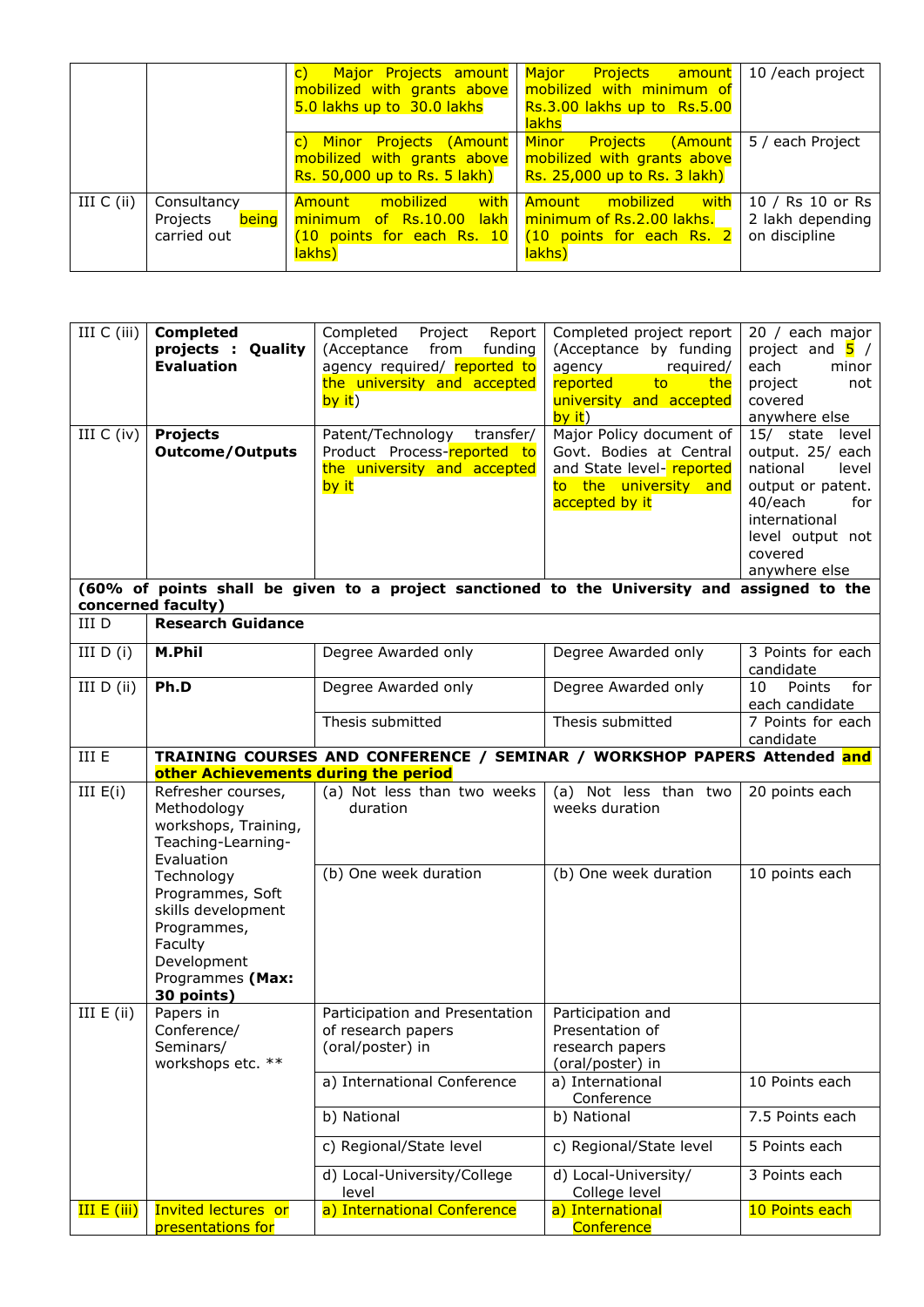| | | c) Major Projects amount mobilized with grants above 5.0 lakhs up to 30.0 lakhs | Major Projects amount mobilized with minimum of Rs.3.00 lakhs up to Rs.5.00 lakhs | 10 /each project |
|---|---|---|---|---|
| | | c) Minor Projects (Amount mobilized with grants above Rs. 50,000 up to Rs. 5 lakh) | Minor Projects (Amount mobilized with grants above Rs. 25,000 up to Rs. 3 lakh) | 5 / each Project |
| III C (ii) | Consultancy Projects being carried out | Amount mobilized with minimum of Rs.10.00 lakh (10 points for each Rs. 10 lakhs) | Amount mobilized with minimum of Rs.2.00 lakhs. (10 points for each Rs. 2 lakhs) | 10 / Rs 10 or Rs 2 lakh depending on discipline |

| | | | | |
|---|---|---|---|---|
| III C (iii) | **Completed projects : Quality Evaluation** | Completed Project Report (Acceptance from funding agency required/ reported to the university and accepted by it) | Completed project report (Acceptance by funding agency required/ reported to the university and accepted by it) | 20 / each major project and 5 / each minor project not covered anywhere else |
| III C (iv) | **Projects Outcome/Outputs** | Patent/Technology transfer/ Product Process-reported to the university and accepted by it | Major Policy document of Govt. Bodies at Central and State level- reported to the university and accepted by it | 15/ state level output. 25/ each national level output or patent. 40/each for international level output not covered anywhere else |
| **(60% of points shall be given to a project sanctioned to the University and assigned to the concerned faculty)** | | | | |
| III D | **Research Guidance** | | | |
| III D (i) | **M.Phil** | Degree Awarded only | Degree Awarded only | 3 Points for each candidate |
| III D (ii) | **Ph.D** | Degree Awarded only | Degree Awarded only | 10 Points for each candidate |
| | | Thesis submitted | Thesis submitted | 7 Points for each candidate |
| III E | **TRAINING COURSES AND CONFERENCE / SEMINAR / WORKSHOP PAPERS Attended and other Achievements during the period** | | | |
| III E(i) | Refresher courses, Methodology workshops, Training, Teaching-Learning-Evaluation Technology Programmes, Soft skills development Programmes, Faculty Development Programmes **(Max: 30 points)** | (a) Not less than two weeks duration | (a) Not less than two weeks duration | 20 points each |
| | | (b) One week duration | (b) One week duration | 10 points each |
| III E (ii) | Papers in Conference/ Seminars/ workshops etc. ** | Participation and Presentation of research papers (oral/poster) in | Participation and Presentation of research papers (oral/poster) in | |
| | | a) International Conference | a) International Conference | 10 Points each |
| | | b) National | b) National | 7.5 Points each |
| | | c) Regional/State level | c) Regional/State level | 5 Points each |
| | | d) Local-University/College level | d) Local-University/ College level | 3 Points each |
| III E (iii) | Invited lectures or presentations for | a) International Conference | a) International Conference | 10 Points each |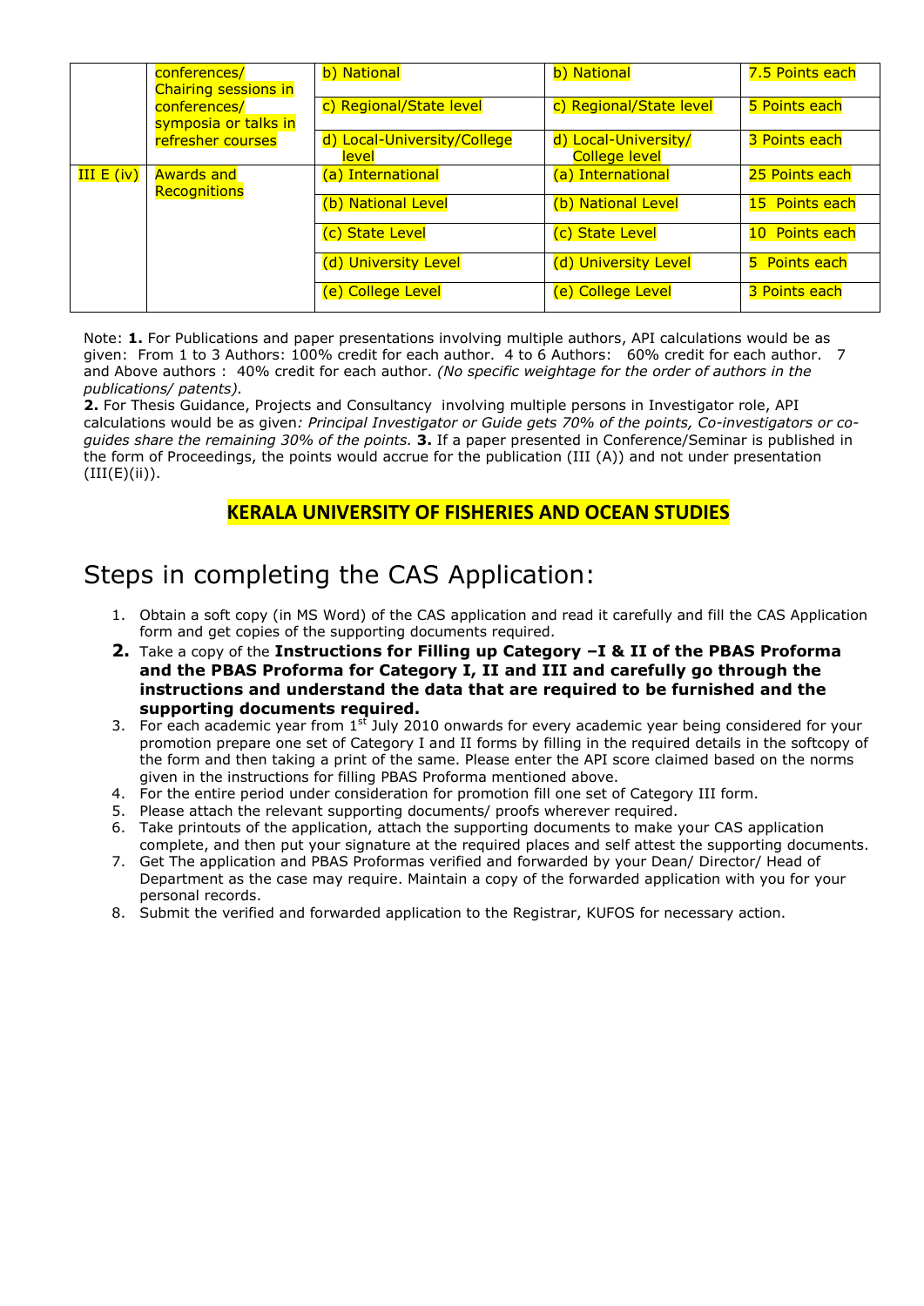|  | conferences/ Chairing sessions in conferences/ symposia or talks in refresher courses | b) National | b) National | 7.5 Points each |
|---|---|---|---|---|
|  |  | c) Regional/State level | c) Regional/State level | 5 Points each |
|  |  | d) Local-University/College level | d) Local-University/ College level | 3 Points each |
| III E (iv) | Awards and Recognitions | (a) International | (a) International | 25 Points each |
|  |  | (b) National Level | (b) National Level | 15 Points each |
|  |  | (c) State Level | (c) State Level | 10 Points each |
|  |  | (d) University Level | (d) University Level | 5 Points each |
|  |  | (e) College Level | (e) College Level | 3 Points each |

Note: **1.** For Publications and paper presentations involving multiple authors, API calculations would be as given: From 1 to 3 Authors: 100% credit for each author. 4 to 6 Authors: 60% credit for each author. 7 and Above authors : 40% credit for each author. *(No specific weightage for the order of authors in the publications/ patents).*
**2.** For Thesis Guidance, Projects and Consultancy involving multiple persons in Investigator role, API calculations would be as given*: Principal Investigator or Guide gets 70% of the points, Co-investigators or co-guides share the remaining 30% of the points.* **3.** If a paper presented in Conference/Seminar is published in the form of Proceedings, the points would accrue for the publication (III (A)) and not under presentation (III(E)(ii)).

## KERALA UNIVERSITY OF FISHERIES AND OCEAN STUDIES

# Steps in completing the CAS Application:

1. Obtain a soft copy (in MS Word) of the CAS application and read it carefully and fill the CAS Application form and get copies of the supporting documents required.
2. Take a copy of the **Instructions for Filling up Category –I & II of the PBAS Proforma and the PBAS Proforma for Category I, II and III and carefully go through the instructions and understand the data that are required to be furnished and the supporting documents required.**
3. For each academic year from 1st July 2010 onwards for every academic year being considered for your promotion prepare one set of Category I and II forms by filling in the required details in the softcopy of the form and then taking a print of the same. Please enter the API score claimed based on the norms given in the instructions for filling PBAS Proforma mentioned above.
4. For the entire period under consideration for promotion fill one set of Category III form.
5. Please attach the relevant supporting documents/ proofs wherever required.
6. Take printouts of the application, attach the supporting documents to make your CAS application complete, and then put your signature at the required places and self attest the supporting documents.
7. Get The application and PBAS Proformas verified and forwarded by your Dean/ Director/ Head of Department as the case may require. Maintain a copy of the forwarded application with you for your personal records.
8. Submit the verified and forwarded application to the Registrar, KUFOS for necessary action.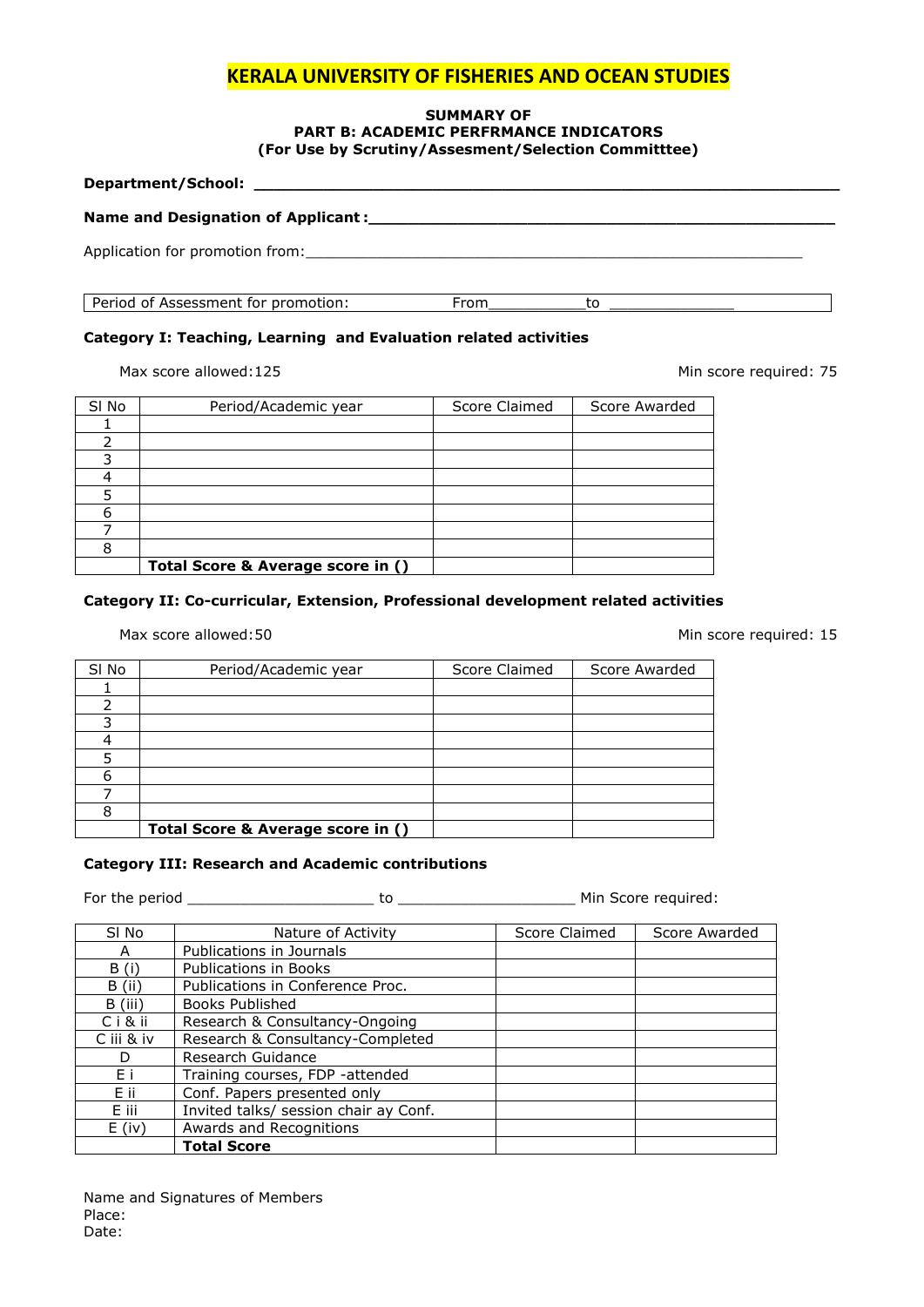# KERALA UNIVERSITY OF FISHERIES AND OCEAN STUDIES

**SUMMARY OF**
**PART B: ACADEMIC PERFRMANCE INDICATORS**
**(For Use by Scrutiny/Assesment/Selection Committtee)**

**Department/School:** ____________________________________________________________

**Name and Designation of Applicant :**__________________________________________________

Application for promotion from:________________________________________________________

| Period of Assessment for promotion: | From___________to ______________ |
|---|---|

**Category I: Teaching, Learning and Evaluation related activities**

Max score allowed:125 Min score required: 75

| Sl No | Period/Academic year | Score Claimed | Score Awarded |
|---|---|---|---|
| 1 | | | |
| 2 | | | |
| 3 | | | |
| 4 | | | |
| 5 | | | |
| 6 | | | |
| 7 | | | |
| 8 | | | |
| | **Total Score & Average score in ()** | | |

**Category II: Co-curricular, Extension, Professional development related activities**

Max score allowed:50 Min score required: 15

| Sl No | Period/Academic year | Score Claimed | Score Awarded |
|---|---|---|---|
| 1 | | | |
| 2 | | | |
| 3 | | | |
| 4 | | | |
| 5 | | | |
| 6 | | | |
| 7 | | | |
| 8 | | | |
| | **Total Score & Average score in ()** | | |

**Category III: Research and Academic contributions**

For the period ____________________ to ___________________ Min Score required:

| Sl No | Nature of Activity | Score Claimed | Score Awarded |
|---|---|---|---|
| A | Publications in Journals | | |
| B (i) | Publications in Books | | |
| B (ii) | Publications in Conference Proc. | | |
| B (iii) | Books Published | | |
| C i & ii | Research & Consultancy-Ongoing | | |
| C iii & iv | Research & Consultancy-Completed | | |
| D | Research Guidance | | |
| E i | Training courses, FDP -attended | | |
| E ii | Conf. Papers presented only | | |
| E iii | Invited talks/ session chair ay Conf. | | |
| E (iv) | Awards and Recognitions | | |
| | **Total Score** | | |

Name and Signatures of Members
Place:
Date: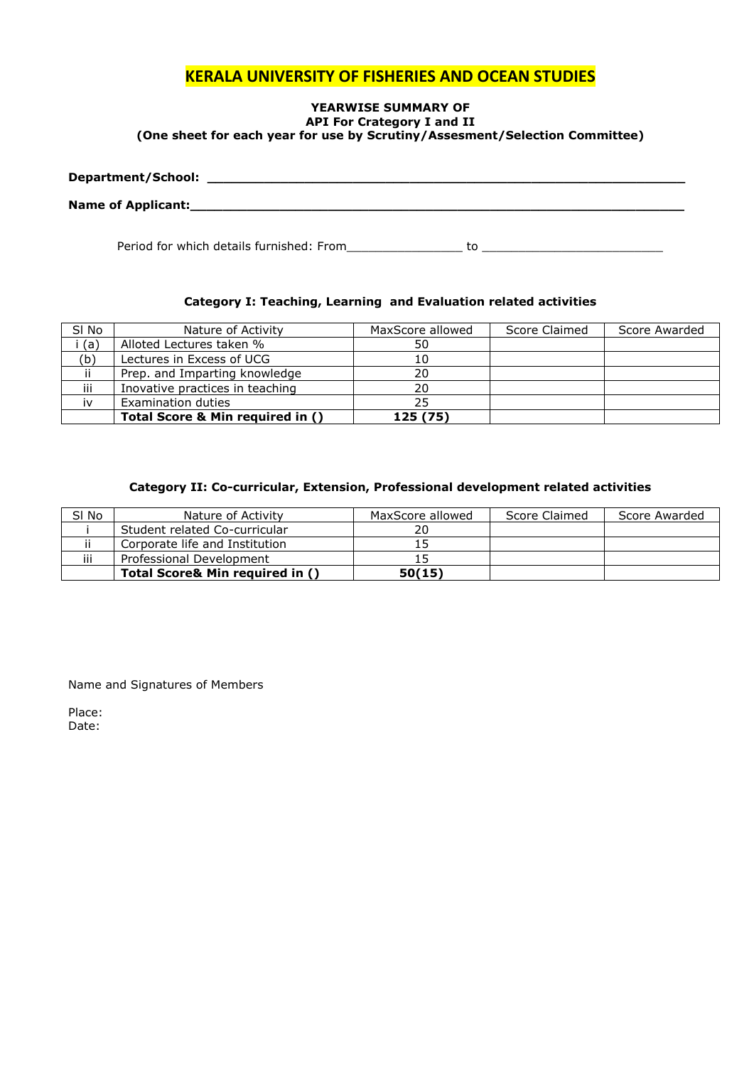# KERALA UNIVERSITY OF FISHERIES AND OCEAN STUDIES

**YEARWISE SUMMARY OF**
**API For Crategory I and II**
**(One sheet for each year for use by Scrutiny/Assesment/Selection Committee)**

**Department/School:** ___________________________________________________________

**Name of Applicant:**___________________________________________________________

Period for which details furnished: From________________ to _________________________

**Category I: Teaching, Learning and Evaluation related activities**

| Sl No | Nature of Activity | MaxScore allowed | Score Claimed | Score Awarded |
|---|---|---|---|---|
| i (a) | Alloted Lectures taken % | 50 | | |
| (b) | Lectures in Excess of UGC | 10 | | |
| ii | Prep. and Imparting knowledge | 20 | | |
| iii | Inovative practices in teaching | 20 | | |
| iv | Examination duties | 25 | | |
| | **Total Score & Min required in ()** | **125 (75)** | | |

**Category II: Co-curricular, Extension, Professional development related activities**

| Sl No | Nature of Activity | MaxScore allowed | Score Claimed | Score Awarded |
|---|---|---|---|---|
| i | Student related Co-curricular | 20 | | |
| ii | Corporate life and Institution | 15 | | |
| iii | Professional Development | 15 | | |
| | **Total Score& Min required in ()** | **50(15)** | | |

Name and Signatures of Members

Place:
Date: